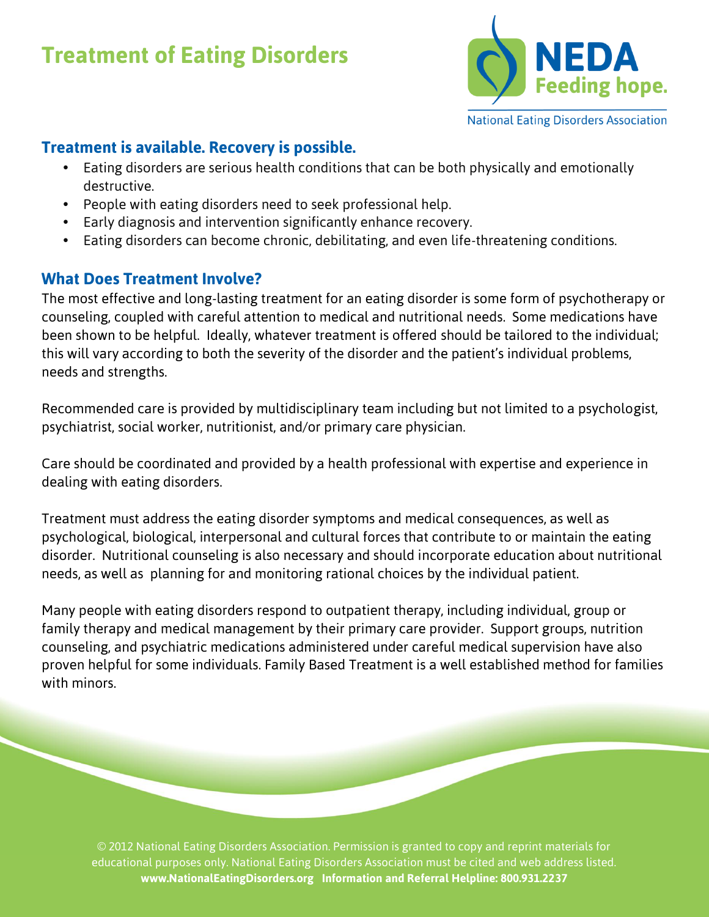# Treatment of Eating Disorders

NEDA
Feeding hope.
National Eating Disorders Association

## Treatment is available. Recovery is possible.

- Eating disorders are serious health conditions that can be both physically and emotionally destructive.
- People with eating disorders need to seek professional help.
- Early diagnosis and intervention significantly enhance recovery.
- Eating disorders can become chronic, debilitating, and even life-threatening conditions.

## What Does Treatment Involve?

The most effective and long-lasting treatment for an eating disorder is some form of psychotherapy or counseling, coupled with careful attention to medical and nutritional needs. Some medications have been shown to be helpful. Ideally, whatever treatment is offered should be tailored to the individual; this will vary according to both the severity of the disorder and the patient's individual problems, needs and strengths.

Recommended care is provided by multidisciplinary team including but not limited to a psychologist, psychiatrist, social worker, nutritionist, and/or primary care physician.

Care should be coordinated and provided by a health professional with expertise and experience in dealing with eating disorders.

Treatment must address the eating disorder symptoms and medical consequences, as well as psychological, biological, interpersonal and cultural forces that contribute to or maintain the eating disorder. Nutritional counseling is also necessary and should incorporate education about nutritional needs, as well as planning for and monitoring rational choices by the individual patient.

Many people with eating disorders respond to outpatient therapy, including individual, group or family therapy and medical management by their primary care provider. Support groups, nutrition counseling, and psychiatric medications administered under careful medical supervision have also proven helpful for some individuals. Family Based Treatment is a well established method for families with minors.

© 2012 National Eating Disorders Association. Permission is granted to copy and reprint materials for educational purposes only. National Eating Disorders Association must be cited and web address listed.
**www.NationalEatingDisorders.org Information and Referral Helpline: 800.931.2237**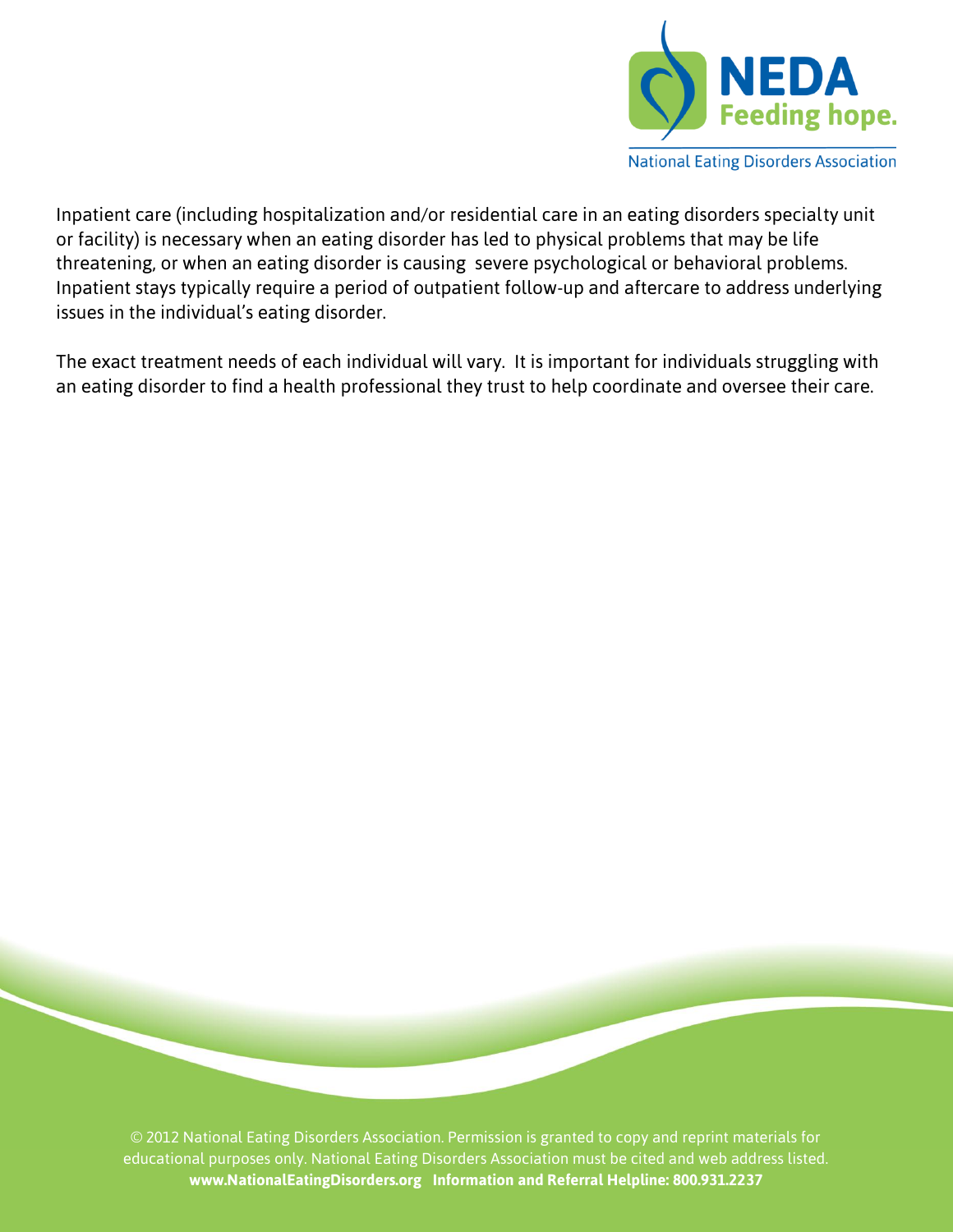Inpatient care (including hospitalization and/or residential care in an eating disorders specialty unit or facility) is necessary when an eating disorder has led to physical problems that may be life threatening, or when an eating disorder is causing severe psychological or behavioral problems. Inpatient stays typically require a period of outpatient follow-up and aftercare to address underlying issues in the individual's eating disorder.

The exact treatment needs of each individual will vary. It is important for individuals struggling with an eating disorder to find a health professional they trust to help coordinate and oversee their care.